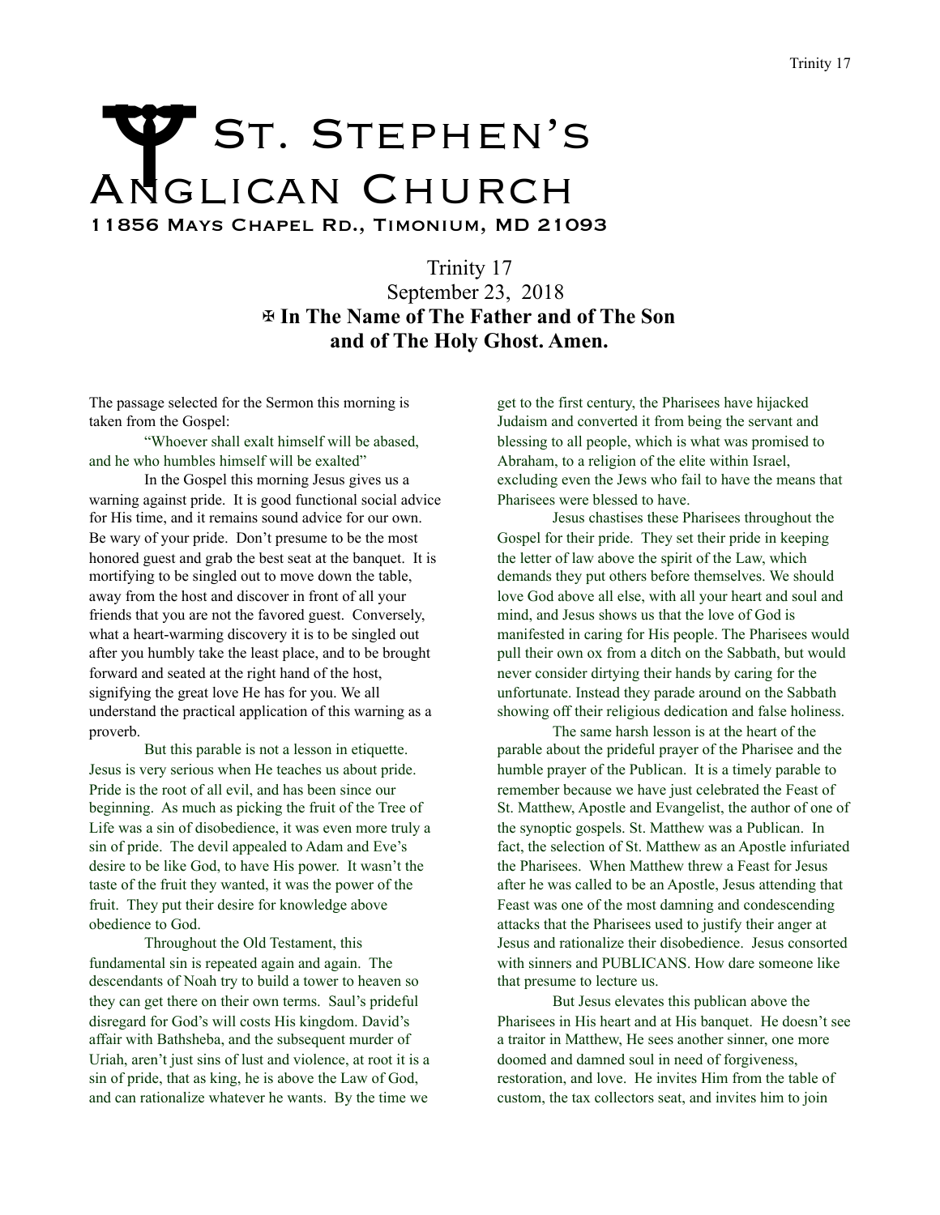# St. Stephen's Anglican Church

**11856 Mays Chapel Rd., Timonium, MD 21093**

Trinity 17
September 23, 2018
**✠ In The Name of The Father and of The Son and of The Holy Ghost. Amen.**

The passage selected for the Sermon this morning is taken from the Gospel:

"Whoever shall exalt himself will be abased, and he who humbles himself will be exalted"

In the Gospel this morning Jesus gives us a warning against pride. It is good functional social advice for His time, and it remains sound advice for our own. Be wary of your pride. Don't presume to be the most honored guest and grab the best seat at the banquet. It is mortifying to be singled out to move down the table, away from the host and discover in front of all your friends that you are not the favored guest. Conversely, what a heart-warming discovery it is to be singled out after you humbly take the least place, and to be brought forward and seated at the right hand of the host, signifying the great love He has for you. We all understand the practical application of this warning as a proverb.

But this parable is not a lesson in etiquette. Jesus is very serious when He teaches us about pride. Pride is the root of all evil, and has been since our beginning. As much as picking the fruit of the Tree of Life was a sin of disobedience, it was even more truly a sin of pride. The devil appealed to Adam and Eve's desire to be like God, to have His power. It wasn't the taste of the fruit they wanted, it was the power of the fruit. They put their desire for knowledge above obedience to God.

Throughout the Old Testament, this fundamental sin is repeated again and again. The descendants of Noah try to build a tower to heaven so they can get there on their own terms. Saul's prideful disregard for God's will costs His kingdom. David's affair with Bathsheba, and the subsequent murder of Uriah, aren't just sins of lust and violence, at root it is a sin of pride, that as king, he is above the Law of God, and can rationalize whatever he wants. By the time we get to the first century, the Pharisees have hijacked Judaism and converted it from being the servant and blessing to all people, which is what was promised to Abraham, to a religion of the elite within Israel, excluding even the Jews who fail to have the means that Pharisees were blessed to have.

Jesus chastises these Pharisees throughout the Gospel for their pride. They set their pride in keeping the letter of law above the spirit of the Law, which demands they put others before themselves. We should love God above all else, with all your heart and soul and mind, and Jesus shows us that the love of God is manifested in caring for His people. The Pharisees would pull their own ox from a ditch on the Sabbath, but would never consider dirtying their hands by caring for the unfortunate. Instead they parade around on the Sabbath showing off their religious dedication and false holiness.

The same harsh lesson is at the heart of the parable about the prideful prayer of the Pharisee and the humble prayer of the Publican. It is a timely parable to remember because we have just celebrated the Feast of St. Matthew, Apostle and Evangelist, the author of one of the synoptic gospels. St. Matthew was a Publican. In fact, the selection of St. Matthew as an Apostle infuriated the Pharisees. When Matthew threw a Feast for Jesus after he was called to be an Apostle, Jesus attending that Feast was one of the most damning and condescending attacks that the Pharisees used to justify their anger at Jesus and rationalize their disobedience. Jesus consorted with sinners and PUBLICANS. How dare someone like that presume to lecture us.

But Jesus elevates this publican above the Pharisees in His heart and at His banquet. He doesn't see a traitor in Matthew, He sees another sinner, one more doomed and damned soul in need of forgiveness, restoration, and love. He invites Him from the table of custom, the tax collectors seat, and invites him to join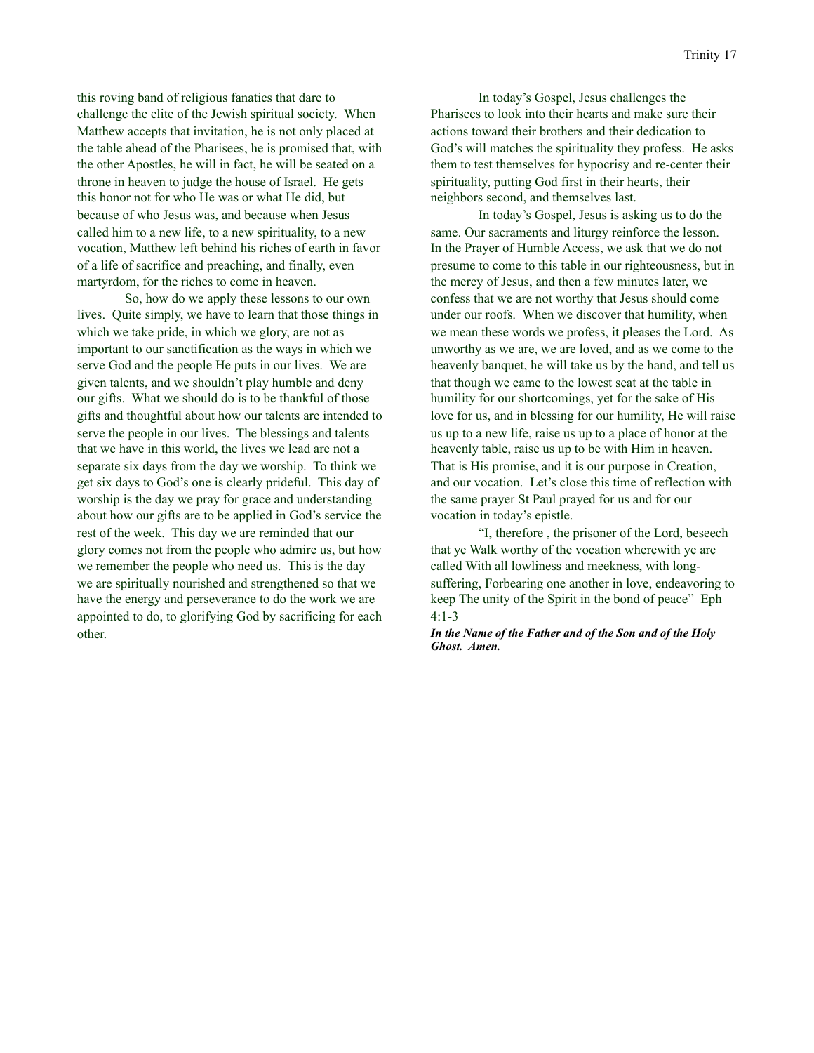this roving band of religious fanatics that dare to challenge the elite of the Jewish spiritual society. When Matthew accepts that invitation, he is not only placed at the table ahead of the Pharisees, he is promised that, with the other Apostles, he will in fact, he will be seated on a throne in heaven to judge the house of Israel. He gets this honor not for who He was or what He did, but because of who Jesus was, and because when Jesus called him to a new life, to a new spirituality, to a new vocation, Matthew left behind his riches of earth in favor of a life of sacrifice and preaching, and finally, even martyrdom, for the riches to come in heaven.

So, how do we apply these lessons to our own lives. Quite simply, we have to learn that those things in which we take pride, in which we glory, are not as important to our sanctification as the ways in which we serve God and the people He puts in our lives. We are given talents, and we shouldn't play humble and deny our gifts. What we should do is to be thankful of those gifts and thoughtful about how our talents are intended to serve the people in our lives. The blessings and talents that we have in this world, the lives we lead are not a separate six days from the day we worship. To think we get six days to God's one is clearly prideful. This day of worship is the day we pray for grace and understanding about how our gifts are to be applied in God's service the rest of the week. This day we are reminded that our glory comes not from the people who admire us, but how we remember the people who need us. This is the day we are spiritually nourished and strengthened so that we have the energy and perseverance to do the work we are appointed to do, to glorifying God by sacrificing for each other.

In today's Gospel, Jesus challenges the Pharisees to look into their hearts and make sure their actions toward their brothers and their dedication to God's will matches the spirituality they profess. He asks them to test themselves for hypocrisy and re-center their spirituality, putting God first in their hearts, their neighbors second, and themselves last.

In today's Gospel, Jesus is asking us to do the same. Our sacraments and liturgy reinforce the lesson. In the Prayer of Humble Access, we ask that we do not presume to come to this table in our righteousness, but in the mercy of Jesus, and then a few minutes later, we confess that we are not worthy that Jesus should come under our roofs. When we discover that humility, when we mean these words we profess, it pleases the Lord. As unworthy as we are, we are loved, and as we come to the heavenly banquet, he will take us by the hand, and tell us that though we came to the lowest seat at the table in humility for our shortcomings, yet for the sake of His love for us, and in blessing for our humility, He will raise us up to a new life, raise us up to a place of honor at the heavenly table, raise us up to be with Him in heaven. That is His promise, and it is our purpose in Creation, and our vocation. Let's close this time of reflection with the same prayer St Paul prayed for us and for our vocation in today's epistle.

"I, therefore , the prisoner of the Lord, beseech that ye Walk worthy of the vocation wherewith ye are called With all lowliness and meekness, with long-suffering, Forbearing one another in love, endeavoring to keep The unity of the Spirit in the bond of peace" Eph 4:1-3

***In the Name of the Father and of the Son and of the Holy Ghost. Amen.***